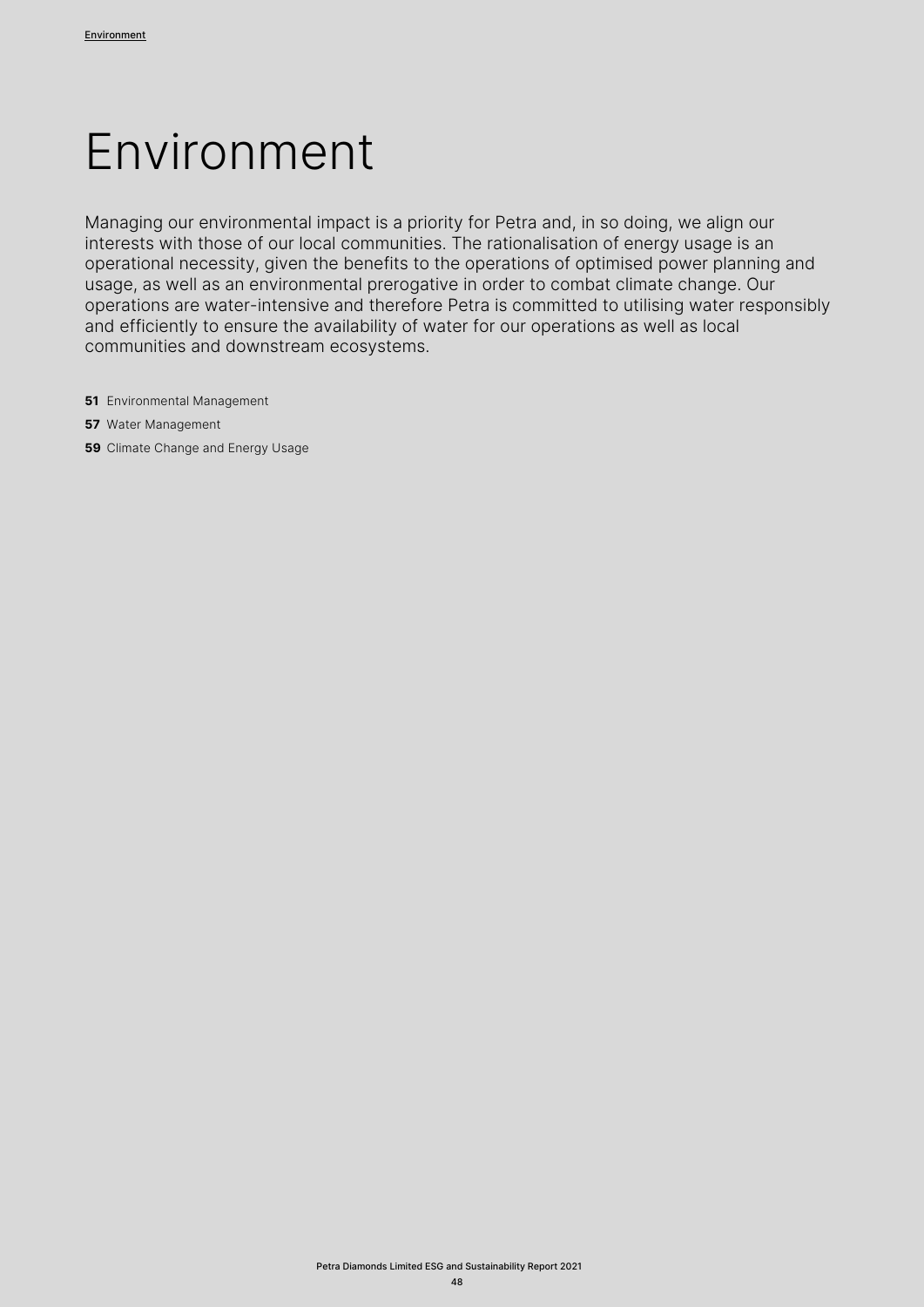# Environment

Managing our environmental impact is a priority for Petra and, in so doing, we align our interests with those of our local communities. The rationalisation of energy usage is an operational necessity, given the benefits to the operations of optimised power planning and usage, as well as an environmental prerogative in order to combat climate change. Our operations are water-intensive and therefore Petra is committed to utilising water responsibly and efficiently to ensure the availability of water for our operations as well as local communities and downstream ecosystems.

**51** Environmental Management

**57** Water Management

**59** Climate Change and Energy Usage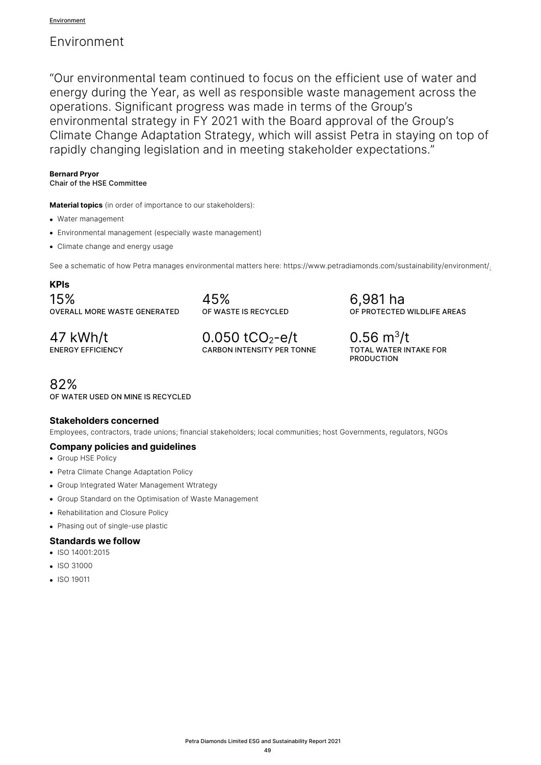# Environment

"Our environmental team continued to focus on the efficient use of water and energy during the Year, as well as responsible waste management across the operations. Significant progress was made in terms of the Group's environmental strategy in FY 2021 with the Board approval of the Group's Climate Change Adaptation Strategy, which will assist Petra in staying on top of rapidly changing legislation and in meeting stakeholder expectations."

**Bernard Pryor**
Chair of the HSE Committee

**Material topics** (in order of importance to our stakeholders):

- Water management
- Environmental management (especially waste management)
- Climate change and energy usage

See a schematic of how Petra manages environmental matters here: https://www.petradiamonds.com/sustainability/environment/.

## KPIs

15%
OVERALL MORE WASTE GENERATED

45%
OF WASTE IS RECYCLED

6,981 ha
OF PROTECTED WILDLIFE AREAS

47 kWh/t
ENERGY EFFICIENCY

0.050 $tCO_2$-e/t
CARBON INTENSITY PER TONNE

0.56 $m^3$/t
TOTAL WATER INTAKE FOR PRODUCTION

82%
OF WATER USED ON MINE IS RECYCLED

### Stakeholders concerned

Employees, contractors, trade unions; financial stakeholders; local communities; host Governments, regulators, NGOs

### Company policies and guidelines

- Group HSE Policy
- Petra Climate Change Adaptation Policy
- Group Integrated Water Management Wtrategy
- Group Standard on the Optimisation of Waste Management
- Rehabilitation and Closure Policy
- Phasing out of single-use plastic

### Standards we follow

- ISO 14001:2015
- ISO 31000
- ISO 19011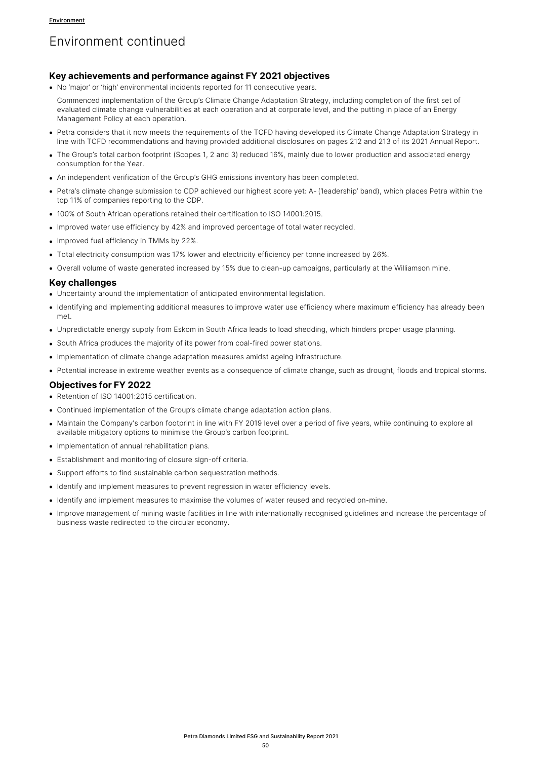# Environment continued

### Key achievements and performance against FY 2021 objectives

- No 'major' or 'high' environmental incidents reported for 11 consecutive years.

  Commenced implementation of the Group's Climate Change Adaptation Strategy, including completion of the first set of evaluated climate change vulnerabilities at each operation and at corporate level, and the putting in place of an Energy Management Policy at each operation.
- Petra considers that it now meets the requirements of the TCFD having developed its Climate Change Adaptation Strategy in line with TCFD recommendations and having provided additional disclosures on pages 212 and 213 of its 2021 Annual Report.
- The Group's total carbon footprint (Scopes 1, 2 and 3) reduced 16%, mainly due to lower production and associated energy consumption for the Year.
- An independent verification of the Group's GHG emissions inventory has been completed.
- Petra's climate change submission to CDP achieved our highest score yet: A- ('leadership' band), which places Petra within the top 11% of companies reporting to the CDP.
- 100% of South African operations retained their certification to ISO 14001:2015.
- Improved water use efficiency by 42% and improved percentage of total water recycled.
- Improved fuel efficiency in TMMs by 22%.
- Total electricity consumption was 17% lower and electricity efficiency per tonne increased by 26%.
- Overall volume of waste generated increased by 15% due to clean-up campaigns, particularly at the Williamson mine.

### Key challenges

- Uncertainty around the implementation of anticipated environmental legislation.
- Identifying and implementing additional measures to improve water use efficiency where maximum efficiency has already been met.
- Unpredictable energy supply from Eskom in South Africa leads to load shedding, which hinders proper usage planning.
- South Africa produces the majority of its power from coal-fired power stations.
- Implementation of climate change adaptation measures amidst ageing infrastructure.
- Potential increase in extreme weather events as a consequence of climate change, such as drought, floods and tropical storms.

### Objectives for FY 2022

- Retention of ISO 14001:2015 certification.
- Continued implementation of the Group's climate change adaptation action plans.
- Maintain the Company's carbon footprint in line with FY 2019 level over a period of five years, while continuing to explore all available mitigatory options to minimise the Group's carbon footprint.
- Implementation of annual rehabilitation plans.
- Establishment and monitoring of closure sign-off criteria.
- Support efforts to find sustainable carbon sequestration methods.
- Identify and implement measures to prevent regression in water efficiency levels.
- Identify and implement measures to maximise the volumes of water reused and recycled on-mine.
- Improve management of mining waste facilities in line with internationally recognised guidelines and increase the percentage of business waste redirected to the circular economy.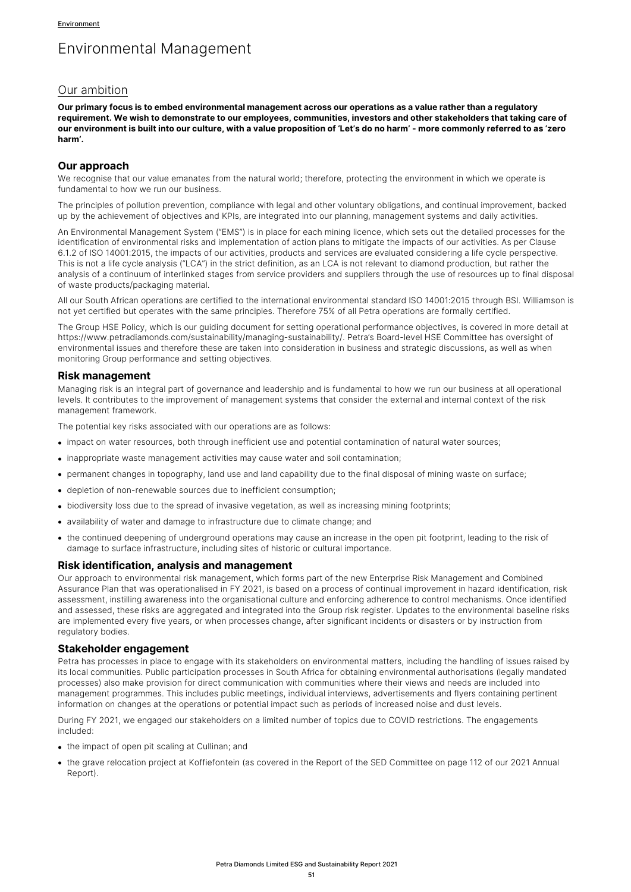Environment

# Environmental Management

## Our ambition

**Our primary focus is to embed environmental management across our operations as a value rather than a regulatory requirement. We wish to demonstrate to our employees, communities, investors and other stakeholders that taking care of our environment is built into our culture, with a value proposition of 'Let's do no harm' - more commonly referred to as 'zero harm'.**

### Our approach

We recognise that our value emanates from the natural world; therefore, protecting the environment in which we operate is fundamental to how we run our business.

The principles of pollution prevention, compliance with legal and other voluntary obligations, and continual improvement, backed up by the achievement of objectives and KPIs, are integrated into our planning, management systems and daily activities.

An Environmental Management System ("EMS") is in place for each mining licence, which sets out the detailed processes for the identification of environmental risks and implementation of action plans to mitigate the impacts of our activities. As per Clause 6.1.2 of ISO 14001:2015, the impacts of our activities, products and services are evaluated considering a life cycle perspective. This is not a life cycle analysis ("LCA") in the strict definition, as an LCA is not relevant to diamond production, but rather the analysis of a continuum of interlinked stages from service providers and suppliers through the use of resources up to final disposal of waste products/packaging material.

All our South African operations are certified to the international environmental standard ISO 14001:2015 through BSI. Williamson is not yet certified but operates with the same principles. Therefore 75% of all Petra operations are formally certified.

The Group HSE Policy, which is our guiding document for setting operational performance objectives, is covered in more detail at https://www.petradiamonds.com/sustainability/managing-sustainability/. Petra's Board-level HSE Committee has oversight of environmental issues and therefore these are taken into consideration in business and strategic discussions, as well as when monitoring Group performance and setting objectives.

### Risk management

Managing risk is an integral part of governance and leadership and is fundamental to how we run our business at all operational levels. It contributes to the improvement of management systems that consider the external and internal context of the risk management framework.

The potential key risks associated with our operations are as follows:

- impact on water resources, both through inefficient use and potential contamination of natural water sources;
- inappropriate waste management activities may cause water and soil contamination;
- permanent changes in topography, land use and land capability due to the final disposal of mining waste on surface;
- depletion of non-renewable sources due to inefficient consumption;
- biodiversity loss due to the spread of invasive vegetation, as well as increasing mining footprints;
- availability of water and damage to infrastructure due to climate change; and
- the continued deepening of underground operations may cause an increase in the open pit footprint, leading to the risk of damage to surface infrastructure, including sites of historic or cultural importance.

### Risk identification, analysis and management

Our approach to environmental risk management, which forms part of the new Enterprise Risk Management and Combined Assurance Plan that was operationalised in FY 2021, is based on a process of continual improvement in hazard identification, risk assessment, instilling awareness into the organisational culture and enforcing adherence to control mechanisms. Once identified and assessed, these risks are aggregated and integrated into the Group risk register. Updates to the environmental baseline risks are implemented every five years, or when processes change, after significant incidents or disasters or by instruction from regulatory bodies.

### Stakeholder engagement

Petra has processes in place to engage with its stakeholders on environmental matters, including the handling of issues raised by its local communities. Public participation processes in South Africa for obtaining environmental authorisations (legally mandated processes) also make provision for direct communication with communities where their views and needs are included into management programmes. This includes public meetings, individual interviews, advertisements and flyers containing pertinent information on changes at the operations or potential impact such as periods of increased noise and dust levels.

During FY 2021, we engaged our stakeholders on a limited number of topics due to COVID restrictions. The engagements included:

- the impact of open pit scaling at Cullinan; and
- the grave relocation project at Koffiefontein (as covered in the Report of the SED Committee on page 112 of our 2021 Annual Report).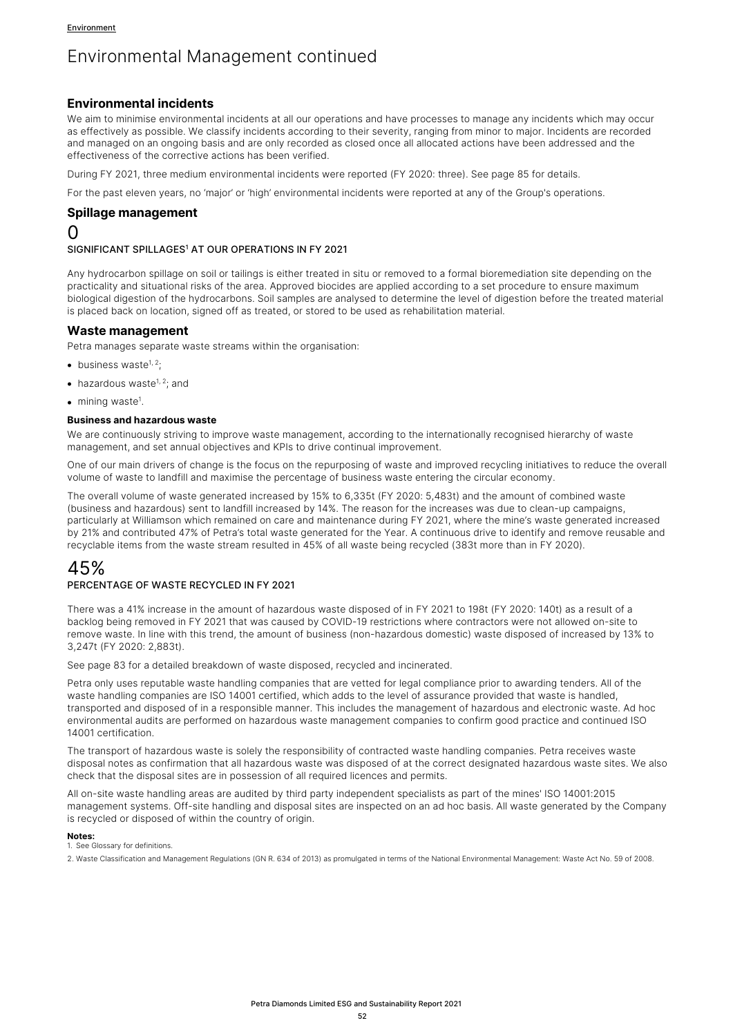# Environmental Management continued

## Environmental incidents

We aim to minimise environmental incidents at all our operations and have processes to manage any incidents which may occur as effectively as possible. We classify incidents according to their severity, ranging from minor to major. Incidents are recorded and managed on an ongoing basis and are only recorded as closed once all allocated actions have been addressed and the effectiveness of the corrective actions has been verified.

During FY 2021, three medium environmental incidents were reported (FY 2020: three). See page 85 for details.

For the past eleven years, no 'major' or 'high' environmental incidents were reported at any of the Group's operations.

## Spillage management

0

SIGNIFICANT SPILLAGES[1] AT OUR OPERATIONS IN FY 2021

Any hydrocarbon spillage on soil or tailings is either treated in situ or removed to a formal bioremediation site depending on the practicality and situational risks of the area. Approved biocides are applied according to a set procedure to ensure maximum biological digestion of the hydrocarbons. Soil samples are analysed to determine the level of digestion before the treated material is placed back on location, signed off as treated, or stored to be used as rehabilitation material.

## Waste management

Petra manages separate waste streams within the organisation:

- business waste[1, 2];
- hazardous waste[1, 2]; and
- mining waste[1].

### Business and hazardous waste

We are continuously striving to improve waste management, according to the internationally recognised hierarchy of waste management, and set annual objectives and KPIs to drive continual improvement.

One of our main drivers of change is the focus on the repurposing of waste and improved recycling initiatives to reduce the overall volume of waste to landfill and maximise the percentage of business waste entering the circular economy.

The overall volume of waste generated increased by 15% to 6,335t (FY 2020: 5,483t) and the amount of combined waste (business and hazardous) sent to landfill increased by 14%. The reason for the increases was due to clean-up campaigns, particularly at Williamson which remained on care and maintenance during FY 2021, where the mine's waste generated increased by 21% and contributed 47% of Petra's total waste generated for the Year. A continuous drive to identify and remove reusable and recyclable items from the waste stream resulted in 45% of all waste being recycled (383t more than in FY 2020).

45%

PERCENTAGE OF WASTE RECYCLED IN FY 2021

There was a 41% increase in the amount of hazardous waste disposed of in FY 2021 to 198t (FY 2020: 140t) as a result of a backlog being removed in FY 2021 that was caused by COVID-19 restrictions where contractors were not allowed on-site to remove waste. In line with this trend, the amount of business (non-hazardous domestic) waste disposed of increased by 13% to 3,247t (FY 2020: 2,883t).

See page 83 for a detailed breakdown of waste disposed, recycled and incinerated.

Petra only uses reputable waste handling companies that are vetted for legal compliance prior to awarding tenders. All of the waste handling companies are ISO 14001 certified, which adds to the level of assurance provided that waste is handled, transported and disposed of in a responsible manner. This includes the management of hazardous and electronic waste. Ad hoc environmental audits are performed on hazardous waste management companies to confirm good practice and continued ISO 14001 certification.

The transport of hazardous waste is solely the responsibility of contracted waste handling companies. Petra receives waste disposal notes as confirmation that all hazardous waste was disposed of at the correct designated hazardous waste sites. We also check that the disposal sites are in possession of all required licences and permits.

All on-site waste handling areas are audited by third party independent specialists as part of the mines' ISO 14001:2015 management systems. Off-site handling and disposal sites are inspected on an ad hoc basis. All waste generated by the Company is recycled or disposed of within the country of origin.

**Notes:**

1. See Glossary for definitions.
2. Waste Classification and Management Regulations (GN R. 634 of 2013) as promulgated in terms of the National Environmental Management: Waste Act No. 59 of 2008.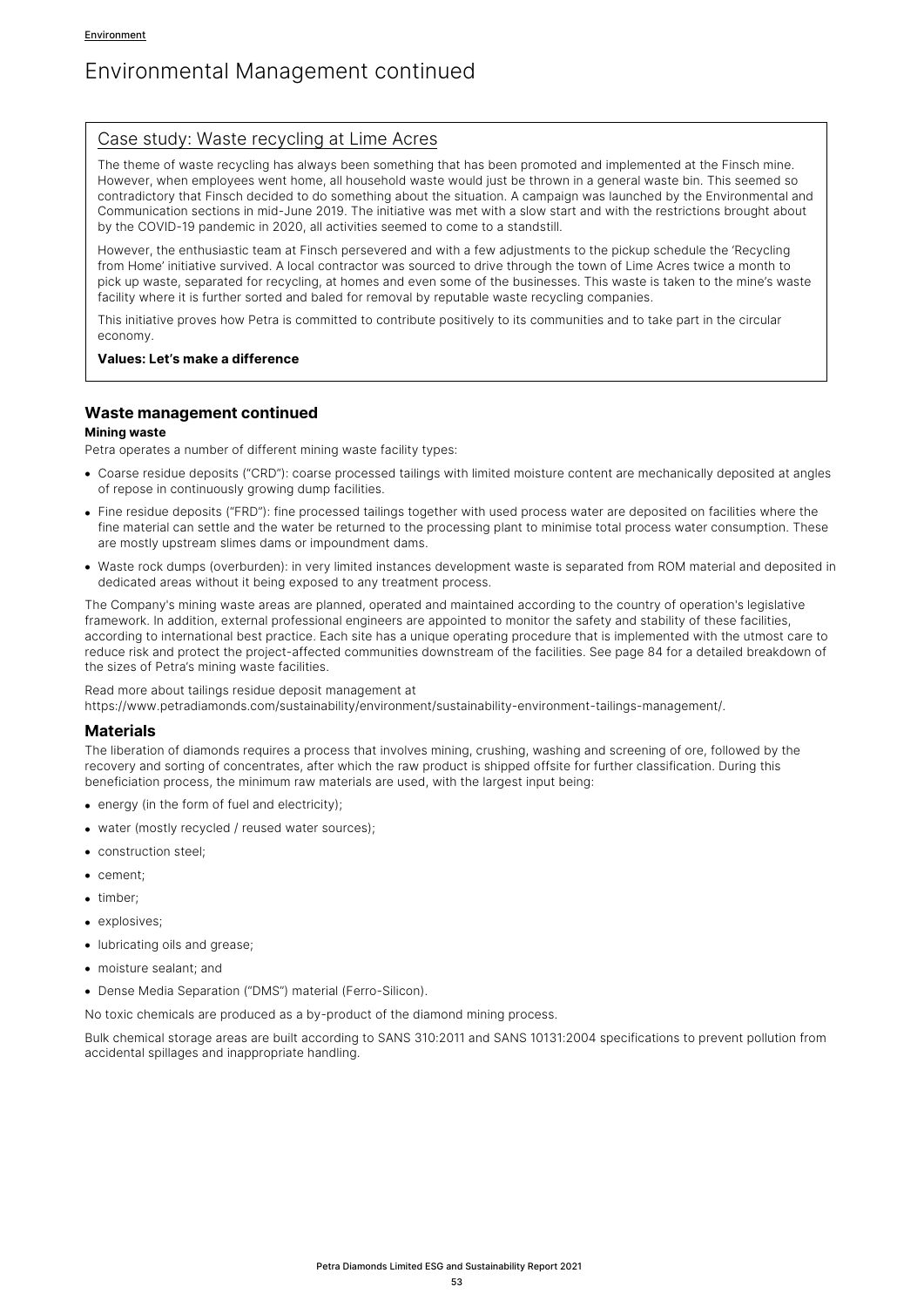# Environmental Management continued

## Case study: Waste recycling at Lime Acres

The theme of waste recycling has always been something that has been promoted and implemented at the Finsch mine. However, when employees went home, all household waste would just be thrown in a general waste bin. This seemed so contradictory that Finsch decided to do something about the situation. A campaign was launched by the Environmental and Communication sections in mid-June 2019. The initiative was met with a slow start and with the restrictions brought about by the COVID-19 pandemic in 2020, all activities seemed to come to a standstill.

However, the enthusiastic team at Finsch persevered and with a few adjustments to the pickup schedule the 'Recycling from Home' initiative survived. A local contractor was sourced to drive through the town of Lime Acres twice a month to pick up waste, separated for recycling, at homes and even some of the businesses. This waste is taken to the mine's waste facility where it is further sorted and baled for removal by reputable waste recycling companies.

This initiative proves how Petra is committed to contribute positively to its communities and to take part in the circular economy.

**Values: Let's make a difference**

## Waste management continued

**Mining waste**

Petra operates a number of different mining waste facility types:

- Coarse residue deposits ("CRD"): coarse processed tailings with limited moisture content are mechanically deposited at angles of repose in continuously growing dump facilities.
- Fine residue deposits ("FRD"): fine processed tailings together with used process water are deposited on facilities where the fine material can settle and the water be returned to the processing plant to minimise total process water consumption. These are mostly upstream slimes dams or impoundment dams.
- Waste rock dumps (overburden): in very limited instances development waste is separated from ROM material and deposited in dedicated areas without it being exposed to any treatment process.

The Company's mining waste areas are planned, operated and maintained according to the country of operation's legislative framework. In addition, external professional engineers are appointed to monitor the safety and stability of these facilities, according to international best practice. Each site has a unique operating procedure that is implemented with the utmost care to reduce risk and protect the project-affected communities downstream of the facilities. See page 84 for a detailed breakdown of the sizes of Petra's mining waste facilities.

Read more about tailings residue deposit management at https://www.petradiamonds.com/sustainability/environment/sustainability-environment-tailings-management/.

## Materials

The liberation of diamonds requires a process that involves mining, crushing, washing and screening of ore, followed by the recovery and sorting of concentrates, after which the raw product is shipped offsite for further classification. During this beneficiation process, the minimum raw materials are used, with the largest input being:

- energy (in the form of fuel and electricity);
- water (mostly recycled / reused water sources);
- construction steel;
- cement;
- timber;
- explosives;
- lubricating oils and grease;
- moisture sealant; and
- Dense Media Separation ("DMS") material (Ferro-Silicon).

No toxic chemicals are produced as a by-product of the diamond mining process.

Bulk chemical storage areas are built according to SANS 310:2011 and SANS 10131:2004 specifications to prevent pollution from accidental spillages and inappropriate handling.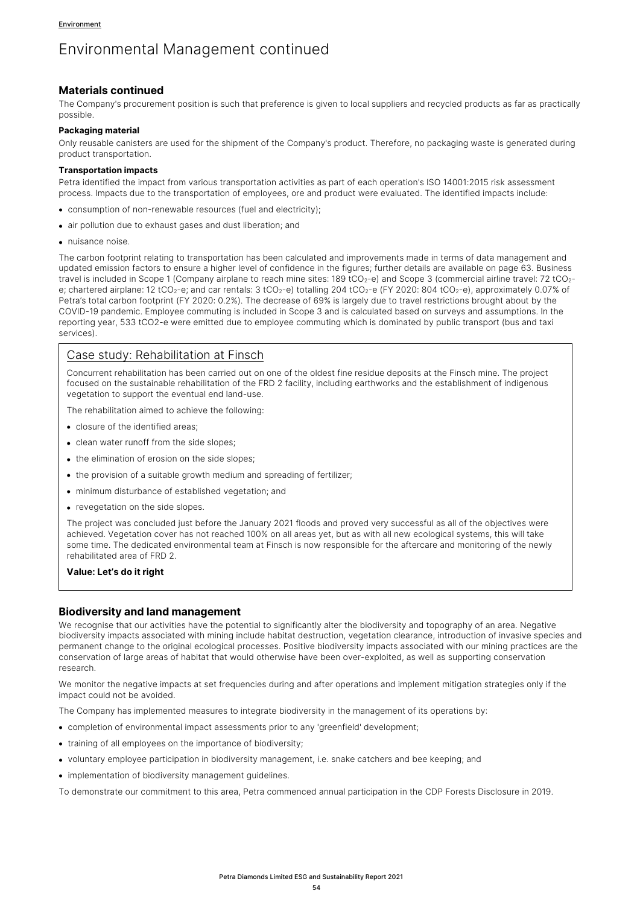Environment

# Environmental Management continued

## Materials continued

The Company's procurement position is such that preference is given to local suppliers and recycled products as far as practically possible.

**Packaging material**

Only reusable canisters are used for the shipment of the Company's product. Therefore, no packaging waste is generated during product transportation.

**Transportation impacts**

Petra identified the impact from various transportation activities as part of each operation's ISO 14001:2015 risk assessment process. Impacts due to the transportation of employees, ore and product were evaluated. The identified impacts include:

- consumption of non-renewable resources (fuel and electricity);
- air pollution due to exhaust gases and dust liberation; and
- nuisance noise.

The carbon footprint relating to transportation has been calculated and improvements made in terms of data management and updated emission factors to ensure a higher level of confidence in the figures; further details are available on page 63. Business travel is included in Scope 1 (Company airplane to reach mine sites: 189 $tCO_2$-e) and Scope 3 (commercial airline travel: 72 $tCO_2$-e; chartered airplane: 12 $tCO_2$-e; and car rentals: 3 $tCO_2$-e) totalling 204 $tCO_2$-e (FY 2020: 804 $tCO_2$-e), approximately 0.07% of Petra's total carbon footprint (FY 2020: 0.2%). The decrease of 69% is largely due to travel restrictions brought about by the COVID-19 pandemic. Employee commuting is included in Scope 3 and is calculated based on surveys and assumptions. In the reporting year, 533 tCO2-e were emitted due to employee commuting which is dominated by public transport (bus and taxi services).

### Case study: Rehabilitation at Finsch

Concurrent rehabilitation has been carried out on one of the oldest fine residue deposits at the Finsch mine. The project focused on the sustainable rehabilitation of the FRD 2 facility, including earthworks and the establishment of indigenous vegetation to support the eventual end land-use.

The rehabilitation aimed to achieve the following:

- closure of the identified areas;
- clean water runoff from the side slopes;
- the elimination of erosion on the side slopes;
- the provision of a suitable growth medium and spreading of fertilizer;
- minimum disturbance of established vegetation; and
- revegetation on the side slopes.

The project was concluded just before the January 2021 floods and proved very successful as all of the objectives were achieved. Vegetation cover has not reached 100% on all areas yet, but as with all new ecological systems, this will take some time. The dedicated environmental team at Finsch is now responsible for the aftercare and monitoring of the newly rehabilitated area of FRD 2.

**Value: Let's do it right**

## Biodiversity and land management

We recognise that our activities have the potential to significantly alter the biodiversity and topography of an area. Negative biodiversity impacts associated with mining include habitat destruction, vegetation clearance, introduction of invasive species and permanent change to the original ecological processes. Positive biodiversity impacts associated with our mining practices are the conservation of large areas of habitat that would otherwise have been over-exploited, as well as supporting conservation research.

We monitor the negative impacts at set frequencies during and after operations and implement mitigation strategies only if the impact could not be avoided.

The Company has implemented measures to integrate biodiversity in the management of its operations by:

- completion of environmental impact assessments prior to any 'greenfield' development;
- training of all employees on the importance of biodiversity;
- voluntary employee participation in biodiversity management, i.e. snake catchers and bee keeping; and
- implementation of biodiversity management guidelines.

To demonstrate our commitment to this area, Petra commenced annual participation in the CDP Forests Disclosure in 2019.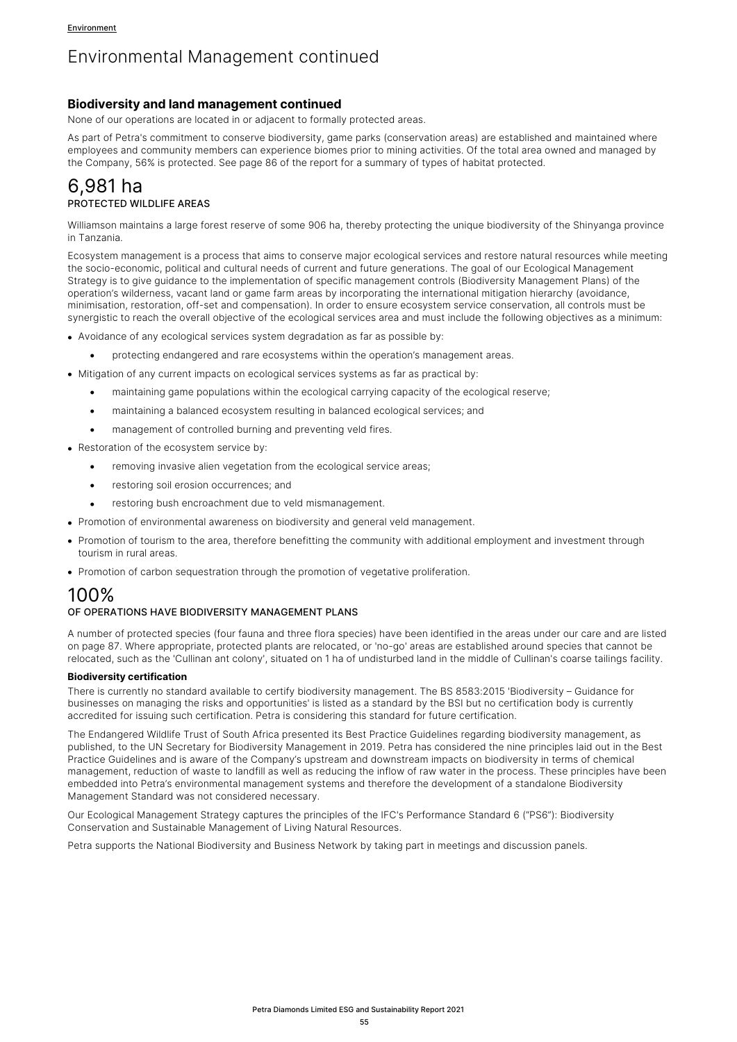# Environmental Management continued

## Biodiversity and land management continued

None of our operations are located in or adjacent to formally protected areas.

As part of Petra's commitment to conserve biodiversity, game parks (conservation areas) are established and maintained where employees and community members can experience biomes prior to mining activities. Of the total area owned and managed by the Company, 56% is protected. See page 86 of the report for a summary of types of habitat protected.

## 6,981 ha

PROTECTED WILDLIFE AREAS

Williamson maintains a large forest reserve of some 906 ha, thereby protecting the unique biodiversity of the Shinyanga province in Tanzania.

Ecosystem management is a process that aims to conserve major ecological services and restore natural resources while meeting the socio-economic, political and cultural needs of current and future generations. The goal of our Ecological Management Strategy is to give guidance to the implementation of specific management controls (Biodiversity Management Plans) of the operation's wilderness, vacant land or game farm areas by incorporating the international mitigation hierarchy (avoidance, minimisation, restoration, off-set and compensation). In order to ensure ecosystem service conservation, all controls must be synergistic to reach the overall objective of the ecological services area and must include the following objectives as a minimum:

- Avoidance of any ecological services system degradation as far as possible by:
  - protecting endangered and rare ecosystems within the operation's management areas.
- Mitigation of any current impacts on ecological services systems as far as practical by:
  - maintaining game populations within the ecological carrying capacity of the ecological reserve;
  - maintaining a balanced ecosystem resulting in balanced ecological services; and
  - management of controlled burning and preventing veld fires.
- Restoration of the ecosystem service by:
  - removing invasive alien vegetation from the ecological service areas;
  - restoring soil erosion occurrences; and
  - restoring bush encroachment due to veld mismanagement.
- Promotion of environmental awareness on biodiversity and general veld management.
- Promotion of tourism to the area, therefore benefitting the community with additional employment and investment through tourism in rural areas.
- Promotion of carbon sequestration through the promotion of vegetative proliferation.

## 100%

OF OPERATIONS HAVE BIODIVERSITY MANAGEMENT PLANS

A number of protected species (four fauna and three flora species) have been identified in the areas under our care and are listed on page 87. Where appropriate, protected plants are relocated, or 'no-go' areas are established around species that cannot be relocated, such as the 'Cullinan ant colony', situated on 1 ha of undisturbed land in the middle of Cullinan's coarse tailings facility.

### Biodiversity certification

There is currently no standard available to certify biodiversity management. The BS 8583:2015 'Biodiversity – Guidance for businesses on managing the risks and opportunities' is listed as a standard by the BSI but no certification body is currently accredited for issuing such certification. Petra is considering this standard for future certification.

The Endangered Wildlife Trust of South Africa presented its Best Practice Guidelines regarding biodiversity management, as published, to the UN Secretary for Biodiversity Management in 2019. Petra has considered the nine principles laid out in the Best Practice Guidelines and is aware of the Company's upstream and downstream impacts on biodiversity in terms of chemical management, reduction of waste to landfill as well as reducing the inflow of raw water in the process. These principles have been embedded into Petra's environmental management systems and therefore the development of a standalone Biodiversity Management Standard was not considered necessary.

Our Ecological Management Strategy captures the principles of the IFC's Performance Standard 6 ("PS6"): Biodiversity Conservation and Sustainable Management of Living Natural Resources.

Petra supports the National Biodiversity and Business Network by taking part in meetings and discussion panels.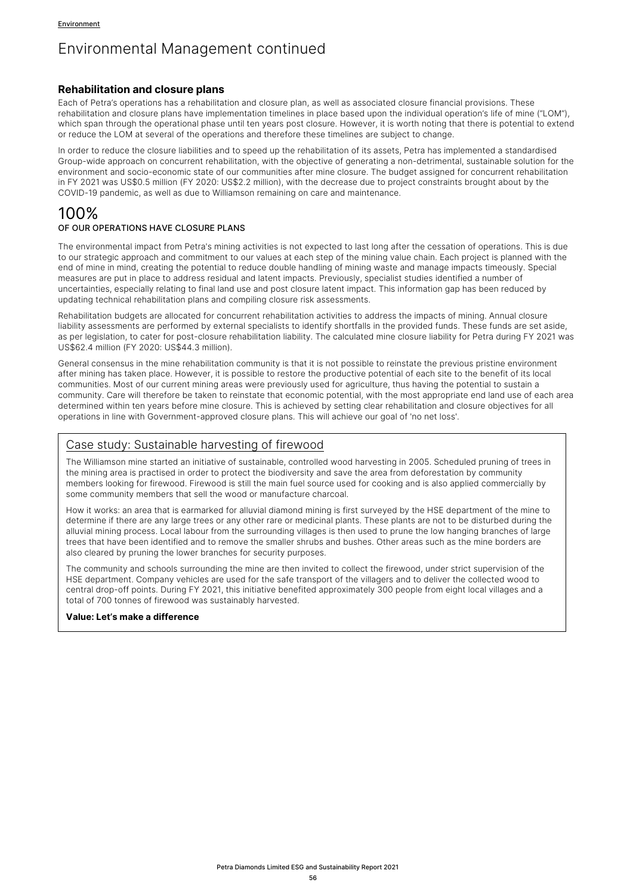# Environmental Management continued

### Rehabilitation and closure plans

Each of Petra's operations has a rehabilitation and closure plan, as well as associated closure financial provisions. These rehabilitation and closure plans have implementation timelines in place based upon the individual operation's life of mine ("LOM"), which span through the operational phase until ten years post closure. However, it is worth noting that there is potential to extend or reduce the LOM at several of the operations and therefore these timelines are subject to change.

In order to reduce the closure liabilities and to speed up the rehabilitation of its assets, Petra has implemented a standardised Group-wide approach on concurrent rehabilitation, with the objective of generating a non-detrimental, sustainable solution for the environment and socio-economic state of our communities after mine closure. The budget assigned for concurrent rehabilitation in FY 2021 was US$0.5 million (FY 2020: US$2.2 million), with the decrease due to project constraints brought about by the COVID-19 pandemic, as well as due to Williamson remaining on care and maintenance.

## 100%

OF OUR OPERATIONS HAVE CLOSURE PLANS

The environmental impact from Petra's mining activities is not expected to last long after the cessation of operations. This is due to our strategic approach and commitment to our values at each step of the mining value chain. Each project is planned with the end of mine in mind, creating the potential to reduce double handling of mining waste and manage impacts timeously. Special measures are put in place to address residual and latent impacts. Previously, specialist studies identified a number of uncertainties, especially relating to final land use and post closure latent impact. This information gap has been reduced by updating technical rehabilitation plans and compiling closure risk assessments.

Rehabilitation budgets are allocated for concurrent rehabilitation activities to address the impacts of mining. Annual closure liability assessments are performed by external specialists to identify shortfalls in the provided funds. These funds are set aside, as per legislation, to cater for post-closure rehabilitation liability. The calculated mine closure liability for Petra during FY 2021 was US$62.4 million (FY 2020: US$44.3 million).

General consensus in the mine rehabilitation community is that it is not possible to reinstate the previous pristine environment after mining has taken place. However, it is possible to restore the productive potential of each site to the benefit of its local communities. Most of our current mining areas were previously used for agriculture, thus having the potential to sustain a community. Care will therefore be taken to reinstate that economic potential, with the most appropriate end land use of each area determined within ten years before mine closure. This is achieved by setting clear rehabilitation and closure objectives for all operations in line with Government-approved closure plans. This will achieve our goal of 'no net loss'.

## Case study: Sustainable harvesting of firewood

The Williamson mine started an initiative of sustainable, controlled wood harvesting in 2005. Scheduled pruning of trees in the mining area is practised in order to protect the biodiversity and save the area from deforestation by community members looking for firewood. Firewood is still the main fuel source used for cooking and is also applied commercially by some community members that sell the wood or manufacture charcoal.

How it works: an area that is earmarked for alluvial diamond mining is first surveyed by the HSE department of the mine to determine if there are any large trees or any other rare or medicinal plants. These plants are not to be disturbed during the alluvial mining process. Local labour from the surrounding villages is then used to prune the low hanging branches of large trees that have been identified and to remove the smaller shrubs and bushes. Other areas such as the mine borders are also cleared by pruning the lower branches for security purposes.

The community and schools surrounding the mine are then invited to collect the firewood, under strict supervision of the HSE department. Company vehicles are used for the safe transport of the villagers and to deliver the collected wood to central drop-off points. During FY 2021, this initiative benefited approximately 300 people from eight local villages and a total of 700 tonnes of firewood was sustainably harvested.

**Value: Let's make a difference**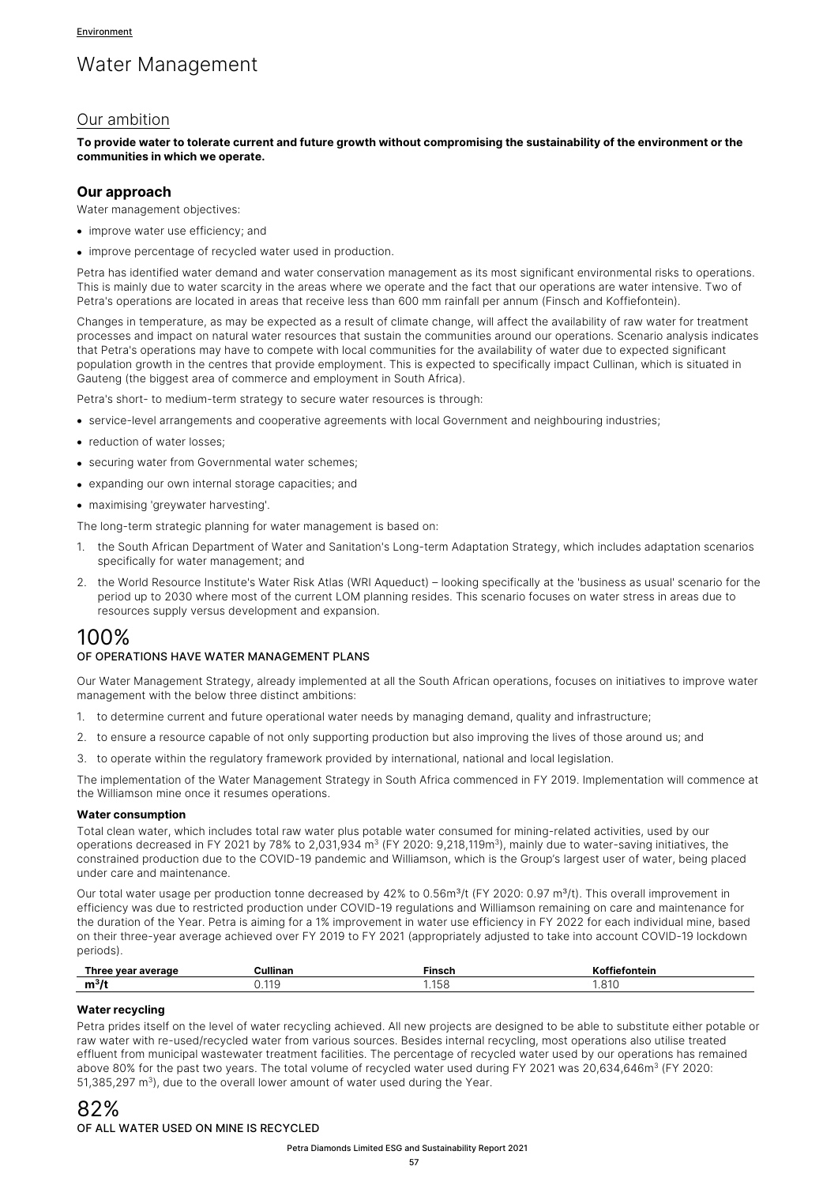Environment

# Water Management

## Our ambition

**To provide water to tolerate current and future growth without compromising the sustainability of the environment or the communities in which we operate.**

### Our approach

Water management objectives:

- improve water use efficiency; and
- improve percentage of recycled water used in production.

Petra has identified water demand and water conservation management as its most significant environmental risks to operations. This is mainly due to water scarcity in the areas where we operate and the fact that our operations are water intensive. Two of Petra's operations are located in areas that receive less than 600 mm rainfall per annum (Finsch and Koffiefontein).

Changes in temperature, as may be expected as a result of climate change, will affect the availability of raw water for treatment processes and impact on natural water resources that sustain the communities around our operations. Scenario analysis indicates that Petra's operations may have to compete with local communities for the availability of water due to expected significant population growth in the centres that provide employment. This is expected to specifically impact Cullinan, which is situated in Gauteng (the biggest area of commerce and employment in South Africa).

Petra's short- to medium-term strategy to secure water resources is through:

- service-level arrangements and cooperative agreements with local Government and neighbouring industries;
- reduction of water losses;
- securing water from Governmental water schemes;
- expanding our own internal storage capacities; and
- maximising 'greywater harvesting'.

The long-term strategic planning for water management is based on:

1. the South African Department of Water and Sanitation's Long-term Adaptation Strategy, which includes adaptation scenarios specifically for water management; and
2. the World Resource Institute's Water Risk Atlas (WRI Aqueduct) – looking specifically at the 'business as usual' scenario for the period up to 2030 where most of the current LOM planning resides. This scenario focuses on water stress in areas due to resources supply versus development and expansion.

# 100%

OF OPERATIONS HAVE WATER MANAGEMENT PLANS

Our Water Management Strategy, already implemented at all the South African operations, focuses on initiatives to improve water management with the below three distinct ambitions:

1. to determine current and future operational water needs by managing demand, quality and infrastructure;
2. to ensure a resource capable of not only supporting production but also improving the lives of those around us; and
3. to operate within the regulatory framework provided by international, national and local legislation.

The implementation of the Water Management Strategy in South Africa commenced in FY 2019. Implementation will commence at the Williamson mine once it resumes operations.

#### Water consumption

Total clean water, which includes total raw water plus potable water consumed for mining-related activities, used by our operations decreased in FY 2021 by 78% to 2,031,934 $m^3$ (FY 2020: 9,218,119$m^3$), mainly due to water-saving initiatives, the constrained production due to the COVID-19 pandemic and Williamson, which is the Group's largest user of water, being placed under care and maintenance.

Our total water usage per production tonne decreased by 42% to 0.56$m^3$/t (FY 2020: 0.97 $m^3$/t). This overall improvement in efficiency was due to restricted production under COVID-19 regulations and Williamson remaining on care and maintenance for the duration of the Year. Petra is aiming for a 1% improvement in water use efficiency in FY 2022 for each individual mine, based on their three-year average achieved over FY 2019 to FY 2021 (appropriately adjusted to take into account COVID-19 lockdown periods).

| Three year average | Cullinan | Finsch | Koffiefontein |
|---|---|---|---|
| $m^3$/t | 0.119 | 1.158 | 1.810 |

#### Water recycling

Petra prides itself on the level of water recycling achieved. All new projects are designed to be able to substitute either potable or raw water with re-used/recycled water from various sources. Besides internal recycling, most operations also utilise treated effluent from municipal wastewater treatment facilities. The percentage of recycled water used by our operations has remained above 80% for the past two years. The total volume of recycled water used during FY 2021 was 20,634,646$m^3$ (FY 2020: 51,385,297 $m^3$), due to the overall lower amount of water used during the Year.

# 82%

OF ALL WATER USED ON MINE IS RECYCLED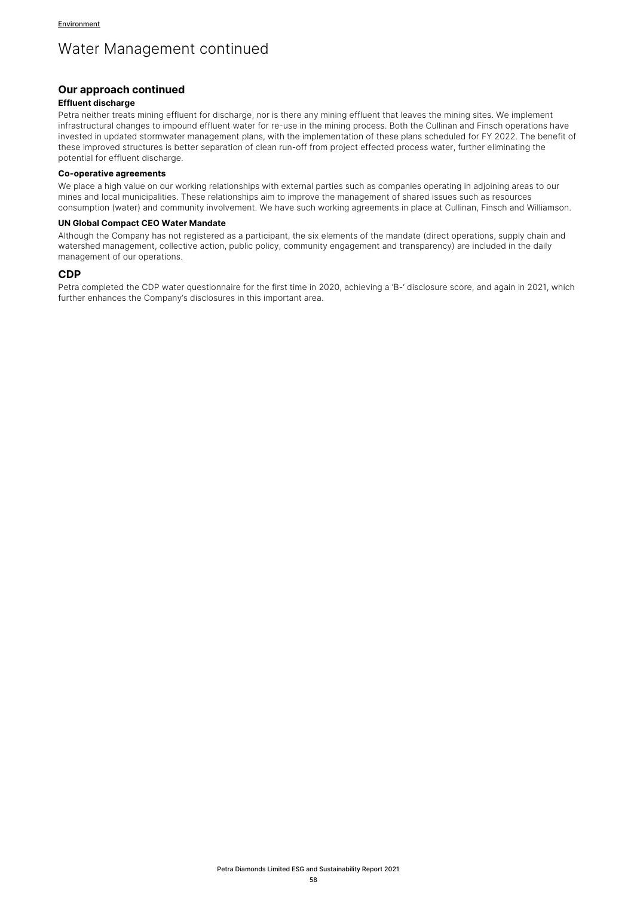# Water Management continued

## Our approach continued

### Effluent discharge

Petra neither treats mining effluent for discharge, nor is there any mining effluent that leaves the mining sites. We implement infrastructural changes to impound effluent water for re-use in the mining process. Both the Cullinan and Finsch operations have invested in updated stormwater management plans, with the implementation of these plans scheduled for FY 2022. The benefit of these improved structures is better separation of clean run-off from project effected process water, further eliminating the potential for effluent discharge.

### Co-operative agreements

We place a high value on our working relationships with external parties such as companies operating in adjoining areas to our mines and local municipalities. These relationships aim to improve the management of shared issues such as resources consumption (water) and community involvement. We have such working agreements in place at Cullinan, Finsch and Williamson.

### UN Global Compact CEO Water Mandate

Although the Company has not registered as a participant, the six elements of the mandate (direct operations, supply chain and watershed management, collective action, public policy, community engagement and transparency) are included in the daily management of our operations.

## CDP

Petra completed the CDP water questionnaire for the first time in 2020, achieving a 'B-' disclosure score, and again in 2021, which further enhances the Company's disclosures in this important area.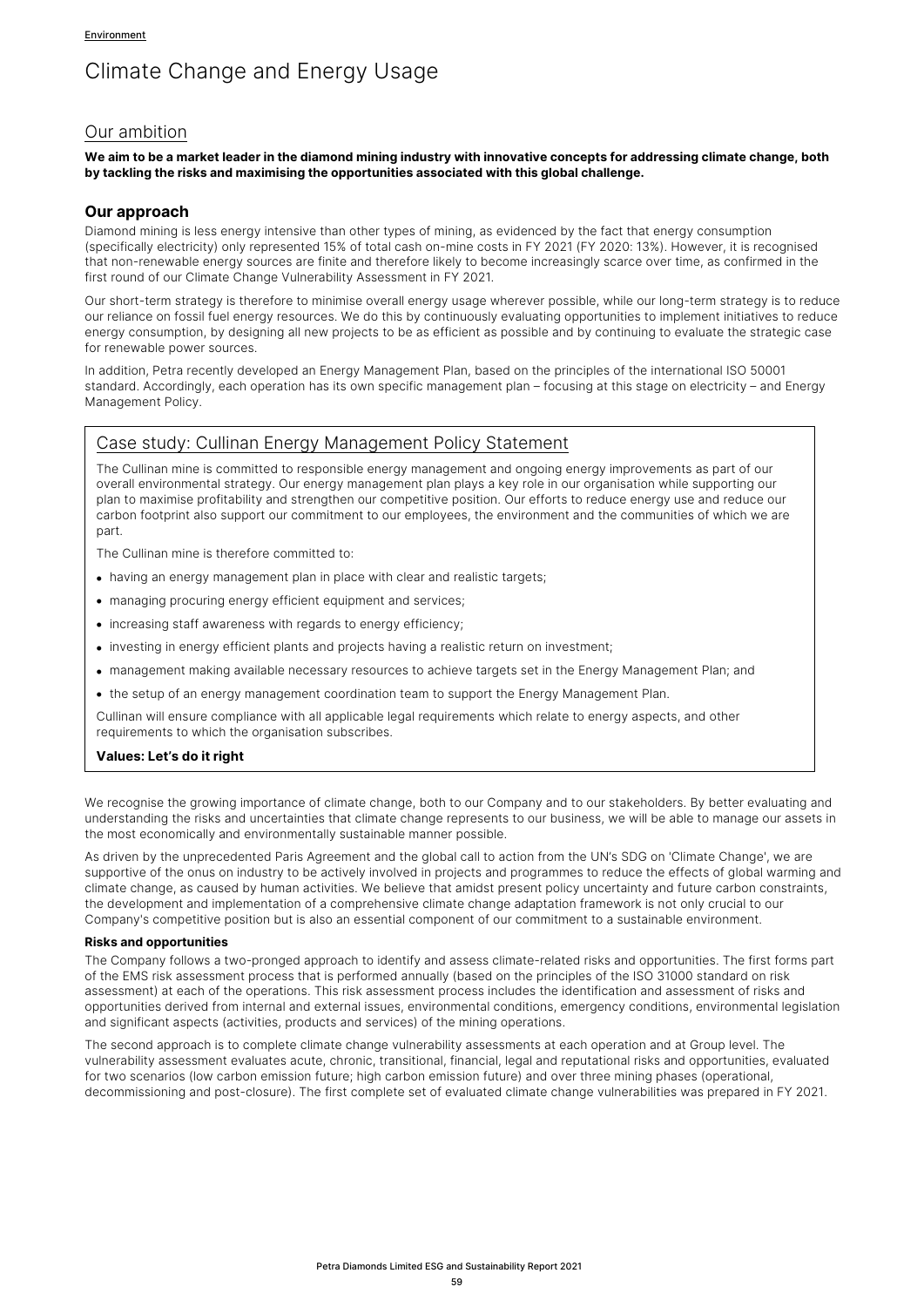# Climate Change and Energy Usage

## Our ambition

**We aim to be a market leader in the diamond mining industry with innovative concepts for addressing climate change, both by tackling the risks and maximising the opportunities associated with this global challenge.**

### Our approach

Diamond mining is less energy intensive than other types of mining, as evidenced by the fact that energy consumption (specifically electricity) only represented 15% of total cash on-mine costs in FY 2021 (FY 2020: 13%). However, it is recognised that non-renewable energy sources are finite and therefore likely to become increasingly scarce over time, as confirmed in the first round of our Climate Change Vulnerability Assessment in FY 2021.

Our short-term strategy is therefore to minimise overall energy usage wherever possible, while our long-term strategy is to reduce our reliance on fossil fuel energy resources. We do this by continuously evaluating opportunities to implement initiatives to reduce energy consumption, by designing all new projects to be as efficient as possible and by continuing to evaluate the strategic case for renewable power sources.

In addition, Petra recently developed an Energy Management Plan, based on the principles of the international ISO 50001 standard. Accordingly, each operation has its own specific management plan – focusing at this stage on electricity – and Energy Management Policy.

## Case study: Cullinan Energy Management Policy Statement

The Cullinan mine is committed to responsible energy management and ongoing energy improvements as part of our overall environmental strategy. Our energy management plan plays a key role in our organisation while supporting our plan to maximise profitability and strengthen our competitive position. Our efforts to reduce energy use and reduce our carbon footprint also support our commitment to our employees, the environment and the communities of which we are part.

The Cullinan mine is therefore committed to:

- having an energy management plan in place with clear and realistic targets;
- managing procuring energy efficient equipment and services;
- increasing staff awareness with regards to energy efficiency;
- investing in energy efficient plants and projects having a realistic return on investment;
- management making available necessary resources to achieve targets set in the Energy Management Plan; and
- the setup of an energy management coordination team to support the Energy Management Plan.

Cullinan will ensure compliance with all applicable legal requirements which relate to energy aspects, and other requirements to which the organisation subscribes.

**Values: Let's do it right**

We recognise the growing importance of climate change, both to our Company and to our stakeholders. By better evaluating and understanding the risks and uncertainties that climate change represents to our business, we will be able to manage our assets in the most economically and environmentally sustainable manner possible.

As driven by the unprecedented Paris Agreement and the global call to action from the UN's SDG on 'Climate Change', we are supportive of the onus on industry to be actively involved in projects and programmes to reduce the effects of global warming and climate change, as caused by human activities. We believe that amidst present policy uncertainty and future carbon constraints, the development and implementation of a comprehensive climate change adaptation framework is not only crucial to our Company's competitive position but is also an essential component of our commitment to a sustainable environment.

#### Risks and opportunities

The Company follows a two-pronged approach to identify and assess climate-related risks and opportunities. The first forms part of the EMS risk assessment process that is performed annually (based on the principles of the ISO 31000 standard on risk assessment) at each of the operations. This risk assessment process includes the identification and assessment of risks and opportunities derived from internal and external issues, environmental conditions, emergency conditions, environmental legislation and significant aspects (activities, products and services) of the mining operations.

The second approach is to complete climate change vulnerability assessments at each operation and at Group level. The vulnerability assessment evaluates acute, chronic, transitional, financial, legal and reputational risks and opportunities, evaluated for two scenarios (low carbon emission future; high carbon emission future) and over three mining phases (operational, decommissioning and post-closure). The first complete set of evaluated climate change vulnerabilities was prepared in FY 2021.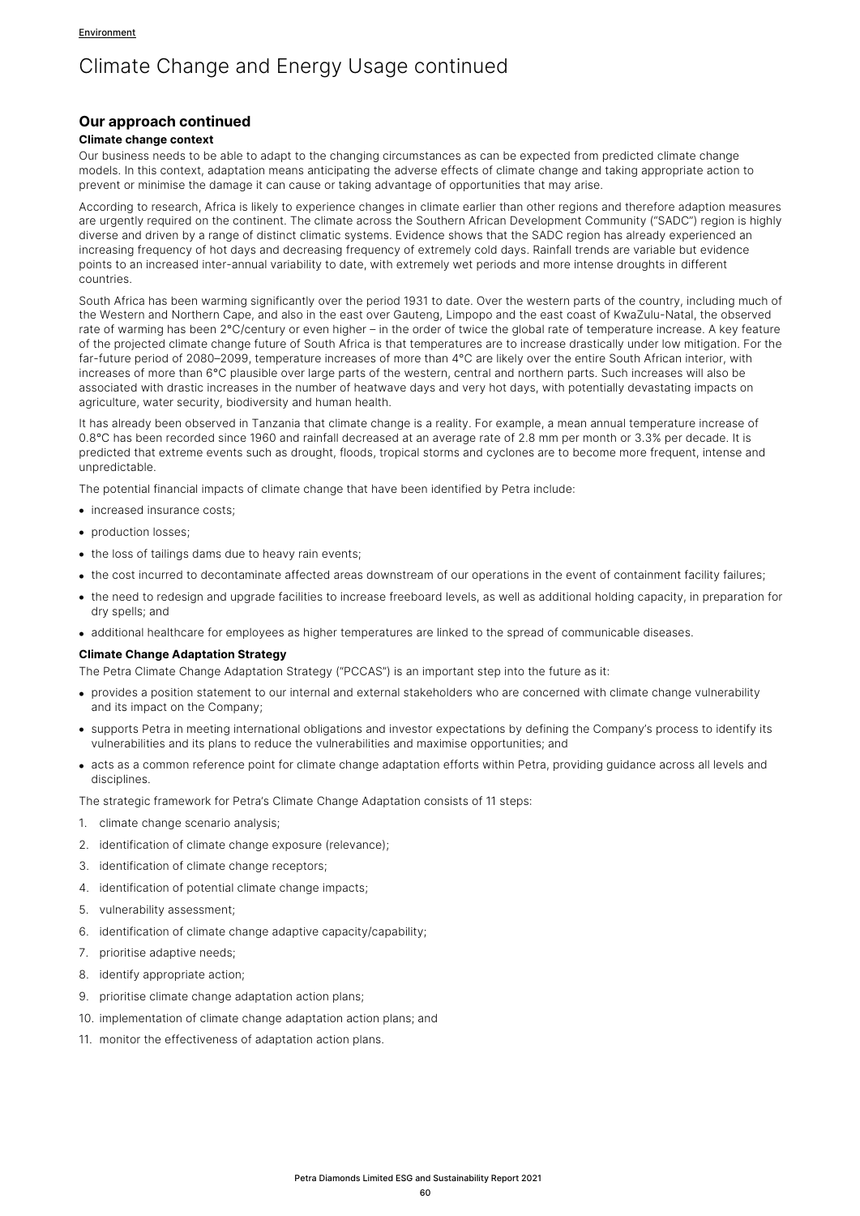# Climate Change and Energy Usage continued

## Our approach continued

### Climate change context

Our business needs to be able to adapt to the changing circumstances as can be expected from predicted climate change models. In this context, adaptation means anticipating the adverse effects of climate change and taking appropriate action to prevent or minimise the damage it can cause or taking advantage of opportunities that may arise.

According to research, Africa is likely to experience changes in climate earlier than other regions and therefore adaption measures are urgently required on the continent. The climate across the Southern African Development Community ("SADC") region is highly diverse and driven by a range of distinct climatic systems. Evidence shows that the SADC region has already experienced an increasing frequency of hot days and decreasing frequency of extremely cold days. Rainfall trends are variable but evidence points to an increased inter-annual variability to date, with extremely wet periods and more intense droughts in different countries.

South Africa has been warming significantly over the period 1931 to date. Over the western parts of the country, including much of the Western and Northern Cape, and also in the east over Gauteng, Limpopo and the east coast of KwaZulu-Natal, the observed rate of warming has been 2°C/century or even higher – in the order of twice the global rate of temperature increase. A key feature of the projected climate change future of South Africa is that temperatures are to increase drastically under low mitigation. For the far-future period of 2080–2099, temperature increases of more than 4°C are likely over the entire South African interior, with increases of more than 6°C plausible over large parts of the western, central and northern parts. Such increases will also be associated with drastic increases in the number of heatwave days and very hot days, with potentially devastating impacts on agriculture, water security, biodiversity and human health.

It has already been observed in Tanzania that climate change is a reality. For example, a mean annual temperature increase of 0.8°C has been recorded since 1960 and rainfall decreased at an average rate of 2.8 mm per month or 3.3% per decade. It is predicted that extreme events such as drought, floods, tropical storms and cyclones are to become more frequent, intense and unpredictable.

The potential financial impacts of climate change that have been identified by Petra include:

- increased insurance costs;
- production losses;
- the loss of tailings dams due to heavy rain events;
- the cost incurred to decontaminate affected areas downstream of our operations in the event of containment facility failures;
- the need to redesign and upgrade facilities to increase freeboard levels, as well as additional holding capacity, in preparation for dry spells; and
- additional healthcare for employees as higher temperatures are linked to the spread of communicable diseases.

### Climate Change Adaptation Strategy

The Petra Climate Change Adaptation Strategy ("PCCAS") is an important step into the future as it:

- provides a position statement to our internal and external stakeholders who are concerned with climate change vulnerability and its impact on the Company;
- supports Petra in meeting international obligations and investor expectations by defining the Company's process to identify its vulnerabilities and its plans to reduce the vulnerabilities and maximise opportunities; and
- acts as a common reference point for climate change adaptation efforts within Petra, providing guidance across all levels and disciplines.

The strategic framework for Petra's Climate Change Adaptation consists of 11 steps:

1. climate change scenario analysis;
2. identification of climate change exposure (relevance);
3. identification of climate change receptors;
4. identification of potential climate change impacts;
5. vulnerability assessment;
6. identification of climate change adaptive capacity/capability;
7. prioritise adaptive needs;
8. identify appropriate action;
9. prioritise climate change adaptation action plans;
10. implementation of climate change adaptation action plans; and
11. monitor the effectiveness of adaptation action plans.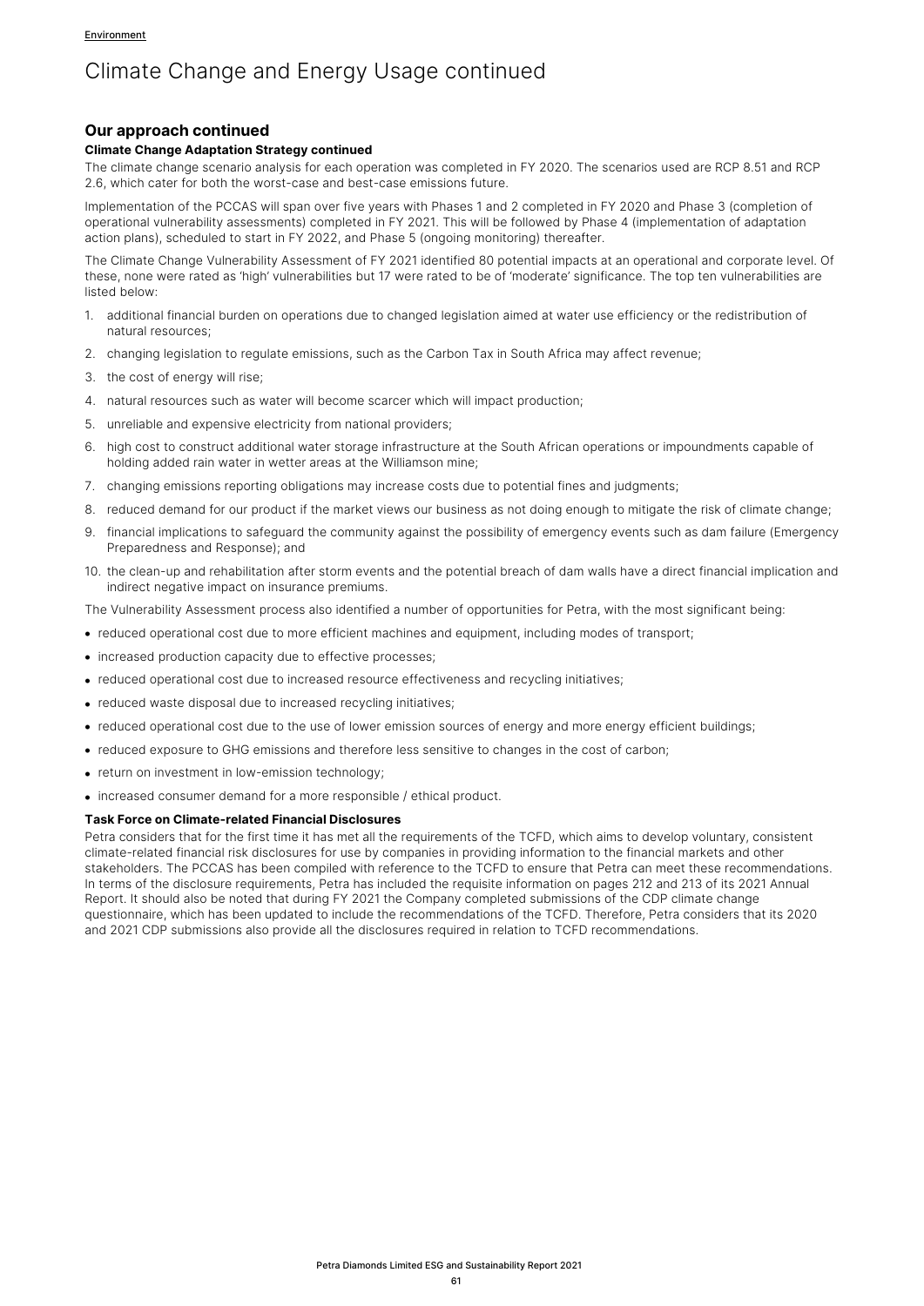Environment

# Climate Change and Energy Usage continued

## Our approach continued

### Climate Change Adaptation Strategy continued

The climate change scenario analysis for each operation was completed in FY 2020. The scenarios used are RCP 8.51 and RCP 2.6, which cater for both the worst-case and best-case emissions future.

Implementation of the PCCAS will span over five years with Phases 1 and 2 completed in FY 2020 and Phase 3 (completion of operational vulnerability assessments) completed in FY 2021. This will be followed by Phase 4 (implementation of adaptation action plans), scheduled to start in FY 2022, and Phase 5 (ongoing monitoring) thereafter.

The Climate Change Vulnerability Assessment of FY 2021 identified 80 potential impacts at an operational and corporate level. Of these, none were rated as 'high' vulnerabilities but 17 were rated to be of 'moderate' significance. The top ten vulnerabilities are listed below:

1. additional financial burden on operations due to changed legislation aimed at water use efficiency or the redistribution of natural resources;
2. changing legislation to regulate emissions, such as the Carbon Tax in South Africa may affect revenue;
3. the cost of energy will rise;
4. natural resources such as water will become scarcer which will impact production;
5. unreliable and expensive electricity from national providers;
6. high cost to construct additional water storage infrastructure at the South African operations or impoundments capable of holding added rain water in wetter areas at the Williamson mine;
7. changing emissions reporting obligations may increase costs due to potential fines and judgments;
8. reduced demand for our product if the market views our business as not doing enough to mitigate the risk of climate change;
9. financial implications to safeguard the community against the possibility of emergency events such as dam failure (Emergency Preparedness and Response); and
10. the clean-up and rehabilitation after storm events and the potential breach of dam walls have a direct financial implication and indirect negative impact on insurance premiums.

The Vulnerability Assessment process also identified a number of opportunities for Petra, with the most significant being:

- reduced operational cost due to more efficient machines and equipment, including modes of transport;
- increased production capacity due to effective processes;
- reduced operational cost due to increased resource effectiveness and recycling initiatives;
- reduced waste disposal due to increased recycling initiatives;
- reduced operational cost due to the use of lower emission sources of energy and more energy efficient buildings;
- reduced exposure to GHG emissions and therefore less sensitive to changes in the cost of carbon;
- return on investment in low-emission technology;
- increased consumer demand for a more responsible / ethical product.

### Task Force on Climate-related Financial Disclosures

Petra considers that for the first time it has met all the requirements of the TCFD, which aims to develop voluntary, consistent climate-related financial risk disclosures for use by companies in providing information to the financial markets and other stakeholders. The PCCAS has been compiled with reference to the TCFD to ensure that Petra can meet these recommendations. In terms of the disclosure requirements, Petra has included the requisite information on pages 212 and 213 of its 2021 Annual Report. It should also be noted that during FY 2021 the Company completed submissions of the CDP climate change questionnaire, which has been updated to include the recommendations of the TCFD. Therefore, Petra considers that its 2020 and 2021 CDP submissions also provide all the disclosures required in relation to TCFD recommendations.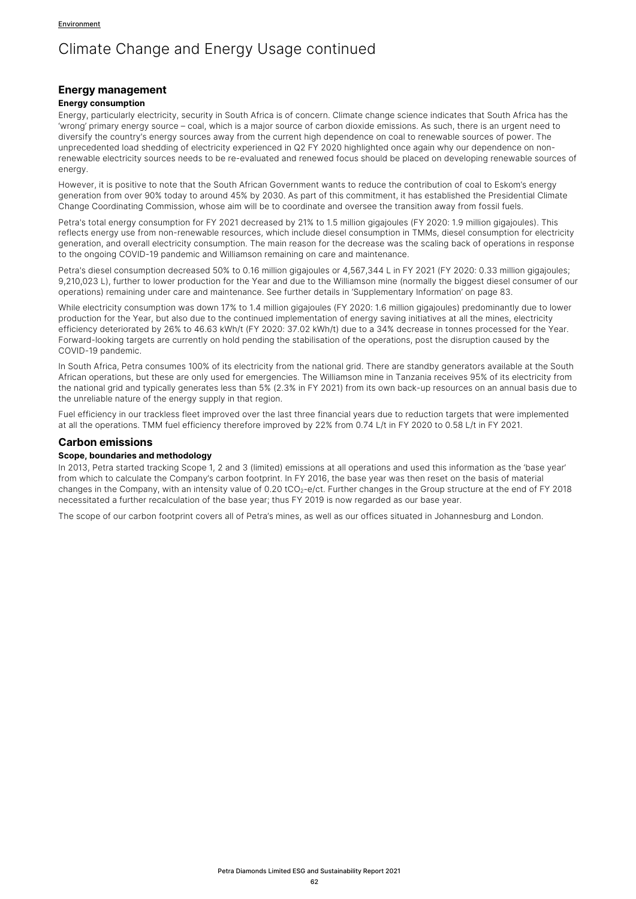Environment

# Climate Change and Energy Usage continued

## Energy management

### Energy consumption

Energy, particularly electricity, security in South Africa is of concern. Climate change science indicates that South Africa has the 'wrong' primary energy source – coal, which is a major source of carbon dioxide emissions. As such, there is an urgent need to diversify the country's energy sources away from the current high dependence on coal to renewable sources of power. The unprecedented load shedding of electricity experienced in Q2 FY 2020 highlighted once again why our dependence on non-renewable electricity sources needs to be re-evaluated and renewed focus should be placed on developing renewable sources of energy.

However, it is positive to note that the South African Government wants to reduce the contribution of coal to Eskom's energy generation from over 90% today to around 45% by 2030. As part of this commitment, it has established the Presidential Climate Change Coordinating Commission, whose aim will be to coordinate and oversee the transition away from fossil fuels.

Petra's total energy consumption for FY 2021 decreased by 21% to 1.5 million gigajoules (FY 2020: 1.9 million gigajoules). This reflects energy use from non-renewable resources, which include diesel consumption in TMMs, diesel consumption for electricity generation, and overall electricity consumption. The main reason for the decrease was the scaling back of operations in response to the ongoing COVID-19 pandemic and Williamson remaining on care and maintenance.

Petra's diesel consumption decreased 50% to 0.16 million gigajoules or 4,567,344 L in FY 2021 (FY 2020: 0.33 million gigajoules; 9,210,023 L), further to lower production for the Year and due to the Williamson mine (normally the biggest diesel consumer of our operations) remaining under care and maintenance. See further details in 'Supplementary Information' on page 83.

While electricity consumption was down 17% to 1.4 million gigajoules (FY 2020: 1.6 million gigajoules) predominantly due to lower production for the Year, but also due to the continued implementation of energy saving initiatives at all the mines, electricity efficiency deteriorated by 26% to 46.63 kWh/t (FY 2020: 37.02 kWh/t) due to a 34% decrease in tonnes processed for the Year. Forward-looking targets are currently on hold pending the stabilisation of the operations, post the disruption caused by the COVID-19 pandemic.

In South Africa, Petra consumes 100% of its electricity from the national grid. There are standby generators available at the South African operations, but these are only used for emergencies. The Williamson mine in Tanzania receives 95% of its electricity from the national grid and typically generates less than 5% (2.3% in FY 2021) from its own back-up resources on an annual basis due to the unreliable nature of the energy supply in that region.

Fuel efficiency in our trackless fleet improved over the last three financial years due to reduction targets that were implemented at all the operations. TMM fuel efficiency therefore improved by 22% from 0.74 L/t in FY 2020 to 0.58 L/t in FY 2021.

## Carbon emissions

### Scope, boundaries and methodology

In 2013, Petra started tracking Scope 1, 2 and 3 (limited) emissions at all operations and used this information as the 'base year' from which to calculate the Company's carbon footprint. In FY 2016, the base year was then reset on the basis of material changes in the Company, with an intensity value of 0.20 $tCO_2$-e/ct. Further changes in the Group structure at the end of FY 2018 necessitated a further recalculation of the base year; thus FY 2019 is now regarded as our base year.

The scope of our carbon footprint covers all of Petra's mines, as well as our offices situated in Johannesburg and London.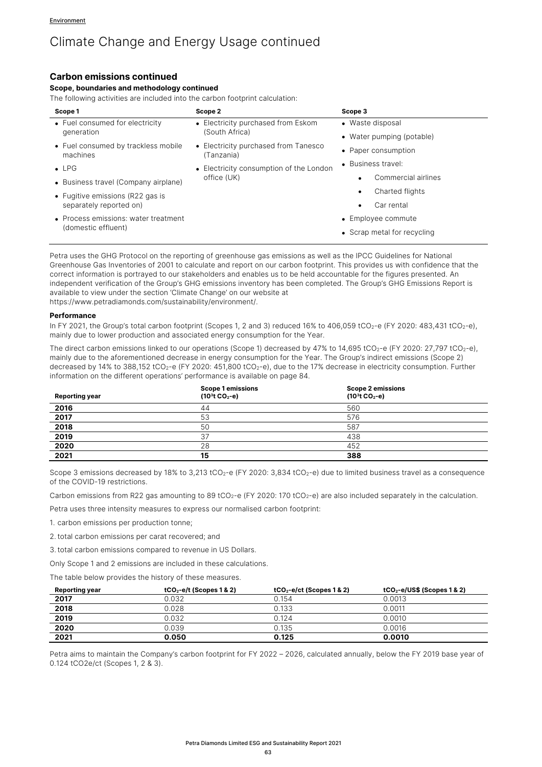Environment

# Climate Change and Energy Usage continued

## Carbon emissions continued

### Scope, boundaries and methodology continued

The following activities are included into the carbon footprint calculation:

| Scope 1 | Scope 2 | Scope 3 |
|---|---|---|
| • Fuel consumed for electricity generation<br>• Fuel consumed by trackless mobile machines<br>• LPG<br>• Business travel (Company airplane)<br>• Fugitive emissions (R22 gas is separately reported on)<br>• Process emissions: water treatment (domestic effluent) | • Electricity purchased from Eskom (South Africa)<br>• Electricity purchased from Tanesco (Tanzania)<br>• Electricity consumption of the London office (UK) | • Waste disposal<br>• Water pumping (potable)<br>• Paper consumption<br>• Business travel:<br>  • Commercial airlines<br>  • Charted flights<br>  • Car rental<br>• Employee commute<br>• Scrap metal for recycling |

Petra uses the GHG Protocol on the reporting of greenhouse gas emissions as well as the IPCC Guidelines for National Greenhouse Gas Inventories of 2001 to calculate and report on our carbon footprint. This provides us with confidence that the correct information is portrayed to our stakeholders and enables us to be held accountable for the figures presented. An independent verification of the Group's GHG emissions inventory has been completed. The Group's GHG Emissions Report is available to view under the section 'Climate Change' on our website at https://www.petradiamonds.com/sustainability/environment/.

### Performance

In FY 2021, the Group's total carbon footprint (Scopes 1, 2 and 3) reduced 16% to 406,059 $tCO_2$-e (FY 2020: 483,431 $tCO_2$-e), mainly due to lower production and associated energy consumption for the Year.

The direct carbon emissions linked to our operations (Scope 1) decreased by 47% to 14,695 $tCO_2$-e (FY 2020: 27,797 $tCO_2$-e), mainly due to the aforementioned decrease in energy consumption for the Year. The Group's indirect emissions (Scope 2) decreased by 14% to 388,152 $tCO_2$-e (FY 2020: 451,800 $tCO_2$-e), due to the 17% decrease in electricity consumption. Further information on the different operations' performance is available on page 84.

| Reporting year | Scope 1 emissions ($10^3$t $CO_2$-e) | Scope 2 emissions ($10^3$t $CO_2$-e) |
|---|---|---|
| **2016** | 44 | 560 |
| **2017** | 53 | 576 |
| **2018** | 50 | 587 |
| **2019** | 37 | 438 |
| **2020** | 28 | 452 |
| **2021** | **15** | **388** |

Scope 3 emissions decreased by 18% to 3,213 $tCO_2$-e (FY 2020: 3,834 $tCO_2$-e) due to limited business travel as a consequence of the COVID-19 restrictions.

Carbon emissions from R22 gas amounting to 89 $tCO_2$-e (FY 2020: 170 $tCO_2$-e) are also included separately in the calculation.

Petra uses three intensity measures to express our normalised carbon footprint:

1. carbon emissions per production tonne;
2. total carbon emissions per carat recovered; and
3. total carbon emissions compared to revenue in US Dollars.

Only Scope 1 and 2 emissions are included in these calculations.

The table below provides the history of these measures.

| Reporting year | $tCO_2$-e/t (Scopes 1 & 2) | $tCO_2$-e/ct (Scopes 1 & 2) | $tCO_2$-e/US$ (Scopes 1 & 2) |
|---|---|---|---|
| **2017** | 0.032 | 0.154 | 0.0013 |
| **2018** | 0.028 | 0.133 | 0.0011 |
| **2019** | 0.032 | 0.124 | 0.0010 |
| **2020** | 0.039 | 0.135 | 0.0016 |
| **2021** | **0.050** | **0.125** | **0.0010** |

Petra aims to maintain the Company's carbon footprint for FY 2022 – 2026, calculated annually, below the FY 2019 base year of 0.124 $tCO_2e$/ct (Scopes 1, 2 & 3).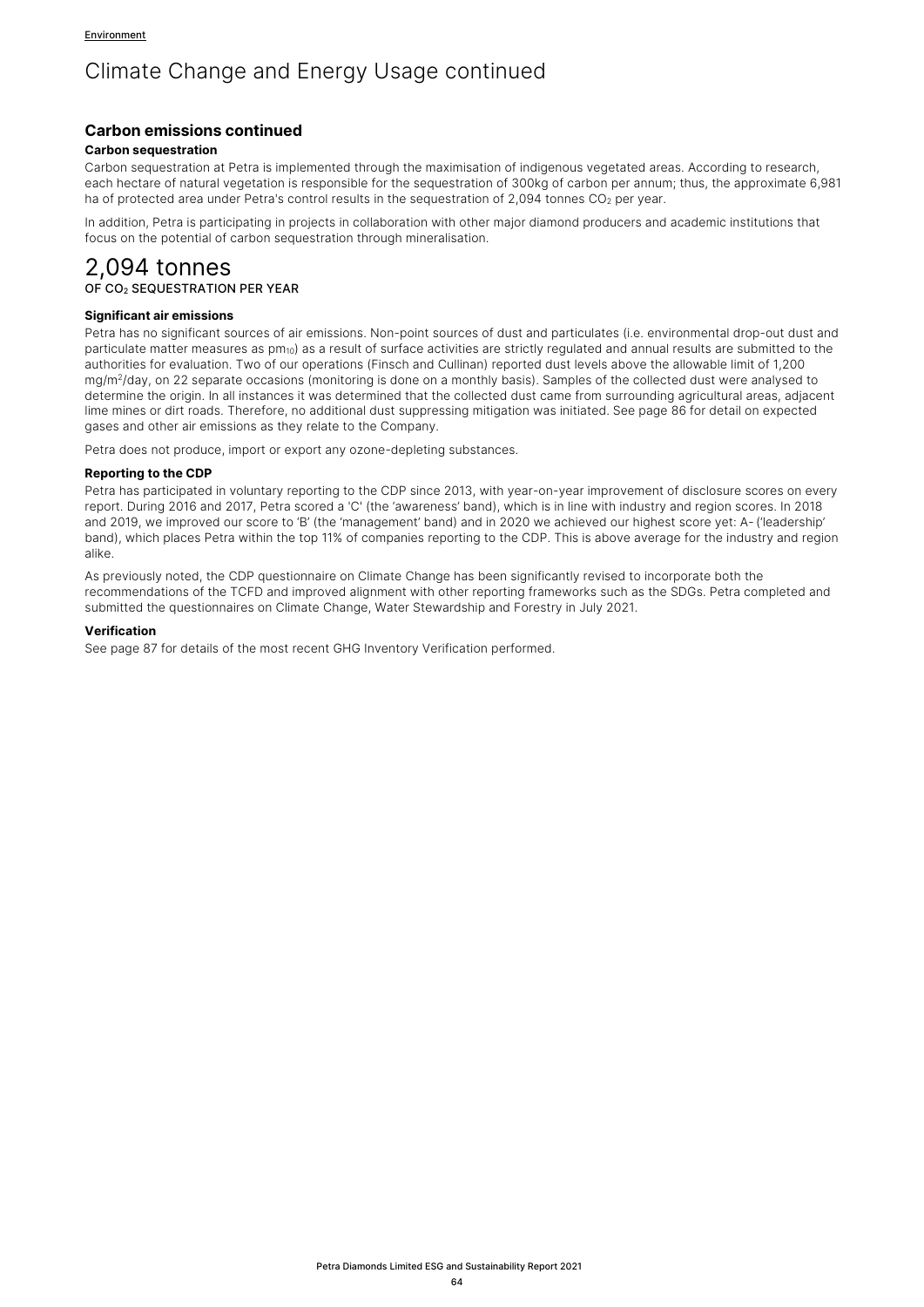Environment

# Climate Change and Energy Usage continued

## Carbon emissions continued

### Carbon sequestration

Carbon sequestration at Petra is implemented through the maximisation of indigenous vegetated areas. According to research, each hectare of natural vegetation is responsible for the sequestration of 300kg of carbon per annum; thus, the approximate 6,981 ha of protected area under Petra's control results in the sequestration of 2,094 tonnes $CO_2$ per year.

In addition, Petra is participating in projects in collaboration with other major diamond producers and academic institutions that focus on the potential of carbon sequestration through mineralisation.

# 2,094 tonnes

OF $CO_2$ SEQUESTRATION PER YEAR

### Significant air emissions

Petra has no significant sources of air emissions. Non-point sources of dust and particulates (i.e. environmental drop-out dust and particulate matter measures as $pm_{10}$) as a result of surface activities are strictly regulated and annual results are submitted to the authorities for evaluation. Two of our operations (Finsch and Cullinan) reported dust levels above the allowable limit of 1,200 $mg/m^2$/day, on 22 separate occasions (monitoring is done on a monthly basis). Samples of the collected dust were analysed to determine the origin. In all instances it was determined that the collected dust came from surrounding agricultural areas, adjacent lime mines or dirt roads. Therefore, no additional dust suppressing mitigation was initiated. See page 86 for detail on expected gases and other air emissions as they relate to the Company.

Petra does not produce, import or export any ozone-depleting substances.

### Reporting to the CDP

Petra has participated in voluntary reporting to the CDP since 2013, with year-on-year improvement of disclosure scores on every report. During 2016 and 2017, Petra scored a 'C' (the 'awareness' band), which is in line with industry and region scores. In 2018 and 2019, we improved our score to 'B' (the 'management' band) and in 2020 we achieved our highest score yet: A- ('leadership' band), which places Petra within the top 11% of companies reporting to the CDP. This is above average for the industry and region alike.

As previously noted, the CDP questionnaire on Climate Change has been significantly revised to incorporate both the recommendations of the TCFD and improved alignment with other reporting frameworks such as the SDGs. Petra completed and submitted the questionnaires on Climate Change, Water Stewardship and Forestry in July 2021.

### Verification

See page 87 for details of the most recent GHG Inventory Verification performed.